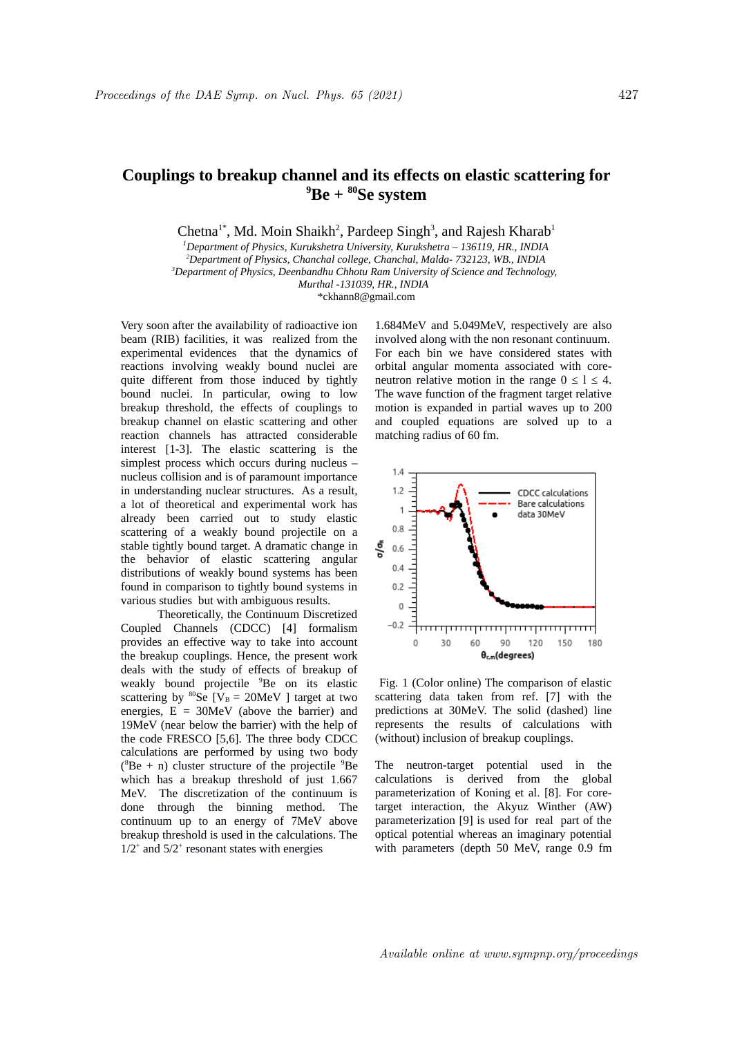# Couplings to breakup channel and its effects on elastic scattering for $^{9}$Be + $^{80}$Se system

Chetna[1*], Md. Moin Shaikh[2], Pardeep Singh[3], and Rajesh Kharab[1]

[1] *Department of Physics, Kurukshetra University, Kurukshetra – 136119, HR., INDIA*
[2] *Department of Physics, Chanchal college, Chanchal, Malda- 732123, WB., INDIA*
[3] *Department of Physics, Deenbandhu Chhotu Ram University of Science and Technology, Murthal -131039, HR., INDIA*
*ckhann8@gmail.com

Very soon after the availability of radioactive ion beam (RIB) facilities, it was realized from the experimental evidences that the dynamics of reactions involving weakly bound nuclei are quite different from those induced by tightly bound nuclei. In particular, owing to low breakup threshold, the effects of couplings to breakup channel on elastic scattering and other reaction channels has attracted considerable interest [1-3]. The elastic scattering is the simplest process which occurs during nucleus – nucleus collision and is of paramount importance in understanding nuclear structures. As a result, a lot of theoretical and experimental work has already been carried out to study elastic scattering of a weakly bound projectile on a stable tightly bound target. A dramatic change in the behavior of elastic scattering angular distributions of weakly bound systems has been found in comparison to tightly bound systems in various studies but with ambiguous results.

Theoretically, the Continuum Discretized Coupled Channels (CDCC) [4] formalism provides an effective way to take into account the breakup couplings. Hence, the present work deals with the study of effects of breakup of weakly bound projectile $^{9}$Be on its elastic scattering by $^{80}$Se [$V_B$ = 20MeV ] target at two energies, E = 30MeV (above the barrier) and 19MeV (near below the barrier) with the help of the code FRESCO [5,6]. The three body CDCC calculations are performed by using two body ($^{8}$Be + n) cluster structure of the projectile $^{9}$Be which has a breakup threshold of just 1.667 MeV. The discretization of the continuum is done through the binning method. The continuum up to an energy of 7MeV above breakup threshold is used in the calculations. The $1/2^{+}$ and $5/2^{+}$ resonant states with energies 1.684MeV and 5.049MeV, respectively are also involved along with the non resonant continuum. For each bin we have considered states with orbital angular momenta associated with core-neutron relative motion in the range $0 \leq l \leq 4$. The wave function of the fragment target relative motion is expanded in partial waves up to 200 and coupled equations are solved up to a matching radius of 60 fm.

Fig. 1 (Color online) The comparison of elastic scattering data taken from ref. [7] with the predictions at 30MeV. The solid (dashed) line represents the results of calculations with (without) inclusion of breakup couplings.

The neutron-target potential used in the calculations is derived from the global parameterization of Koning et al. [8]. For core-target interaction, the Akyuz Winther (AW) parameterization [9] is used for real part of the optical potential whereas an imaginary potential with parameters (depth 50 MeV, range 0.9 fm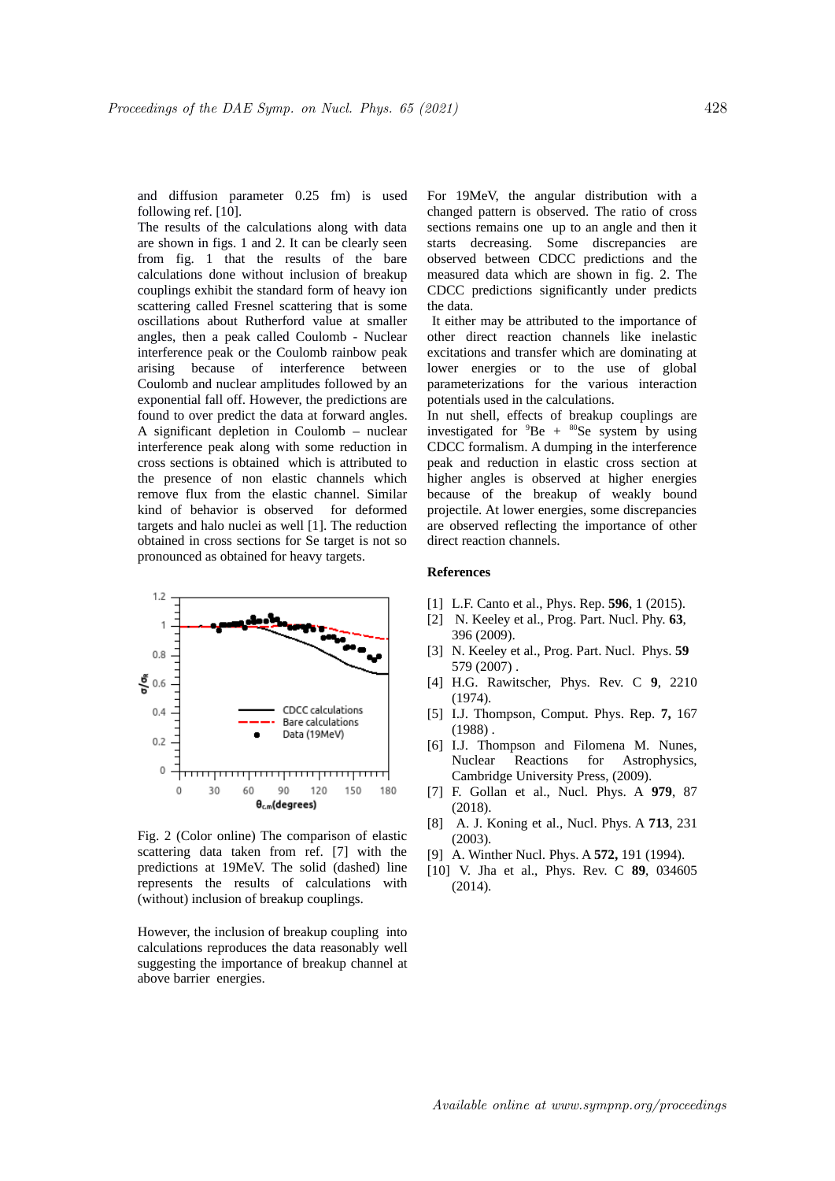and diffusion parameter 0.25 fm) is used following ref. [10].

The results of the calculations along with data are shown in figs. 1 and 2. It can be clearly seen from fig. 1 that the results of the bare calculations done without inclusion of breakup couplings exhibit the standard form of heavy ion scattering called Fresnel scattering that is some oscillations about Rutherford value at smaller angles, then a peak called Coulomb - Nuclear interference peak or the Coulomb rainbow peak arising because of interference between Coulomb and nuclear amplitudes followed by an exponential fall off. However, the predictions are found to over predict the data at forward angles. A significant depletion in Coulomb – nuclear interference peak along with some reduction in cross sections is obtained which is attributed to the presence of non elastic channels which remove flux from the elastic channel. Similar kind of behavior is observed for deformed targets and halo nuclei as well [1]. The reduction obtained in cross sections for Se target is not so pronounced as obtained for heavy targets.

1.2
1
0.8
0.6
0.4
0.2
0
$\sigma/\sigma_R$
0 30 60 90 120 150 180
$\theta_{cm}$(degrees)
CDCC calculations
Bare calculations
Data (19MeV)

Fig. 2 (Color online) The comparison of elastic scattering data taken from ref. [7] with the predictions at 19MeV. The solid (dashed) line represents the results of calculations with (without) inclusion of breakup couplings.

However, the inclusion of breakup coupling into calculations reproduces the data reasonably well suggesting the importance of breakup channel at above barrier energies.

For 19MeV, the angular distribution with a changed pattern is observed. The ratio of cross sections remains one up to an angle and then it starts decreasing. Some discrepancies are observed between CDCC predictions and the measured data which are shown in fig. 2. The CDCC predictions significantly under predicts the data.

It either may be attributed to the importance of other direct reaction channels like inelastic excitations and transfer which are dominating at lower energies or to the use of global parameterizations for the various interaction potentials used in the calculations.

In nut shell, effects of breakup couplings are investigated for $^{9}$Be + $^{80}$Se system by using CDCC formalism. A dumping in the interference peak and reduction in elastic cross section at higher angles is observed at higher energies because of the breakup of weakly bound projectile. At lower energies, some discrepancies are observed reflecting the importance of other direct reaction channels.

**References**

[1] L.F. Canto et al., Phys. Rep. **596**, 1 (2015).
[2] N. Keeley et al., Prog. Part. Nucl. Phy. **63**, 396 (2009).
[3] N. Keeley et al., Prog. Part. Nucl. Phys. **59** 579 (2007) .
[4] H.G. Rawitscher, Phys. Rev. C **9**, 2210 (1974).
[5] I.J. Thompson, Comput. Phys. Rep. **7,** 167 (1988) .
[6] I.J. Thompson and Filomena M. Nunes, Nuclear Reactions for Astrophysics, Cambridge University Press, (2009).
[7] F. Gollan et al., Nucl. Phys. A **979**, 87 (2018).
[8] A. J. Koning et al., Nucl. Phys. A **713**, 231 (2003).
[9] A. Winther Nucl. Phys. A **572,** 191 (1994).
[10] V. Jha et al., Phys. Rev. C **89**, 034605 (2014).